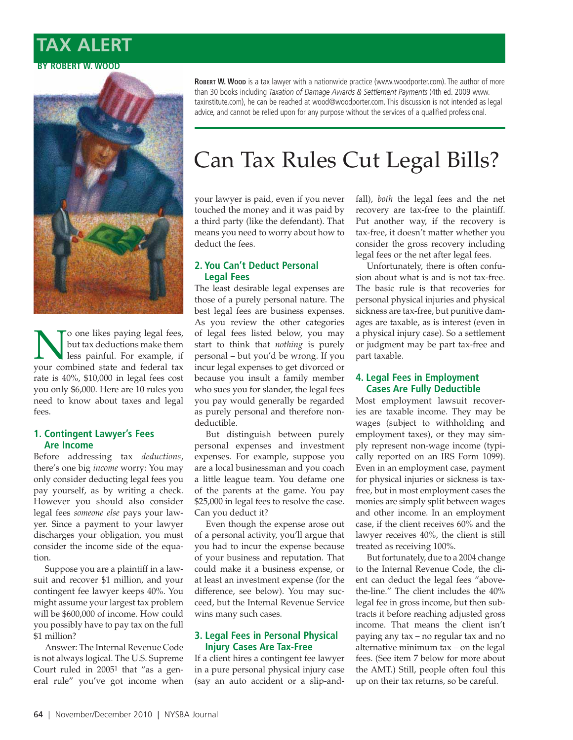# TAX ALERT

**BY ROBERT W. WOOD**

**Robert W. Wood** is a tax lawyer with a nationwide practice (www.woodporter.com). The author of more than 30 books including *Taxation of Damage Awards & Settlement Payments* (4th ed. 2009 www.taxinstitute.com), he can be reached at wood@woodporter.com. This discussion is not intended as legal advice, and cannot be relied upon for any purpose without the services of a qualified professional.

# Can Tax Rules Cut Legal Bills?

No one likes paying legal fees, but tax deductions make them less painful. For example, if your combined state and federal tax rate is 40%, $10,000 in legal fees cost you only $6,000. Here are 10 rules you need to know about taxes and legal fees.

## 1. Contingent Lawyer's Fees Are Income

Before addressing tax *deductions*, there's one big *income* worry: You may only consider deducting legal fees you pay yourself, as by writing a check. However you should also consider legal fees *someone else* pays your lawyer. Since a payment to your lawyer discharges your obligation, you must consider the income side of the equation.

Suppose you are a plaintiff in a lawsuit and recover $1 million, and your contingent fee lawyer keeps 40%. You might assume your largest tax problem will be $600,000 of income. How could you possibly have to pay tax on the full $1 million?

Answer: The Internal Revenue Code is not always logical. The U.S. Supreme Court ruled in 2005[1] that "as a general rule" you've got income when your lawyer is paid, even if you never touched the money and it was paid by a third party (like the defendant). That means you need to worry about how to deduct the fees.

## 2. You Can't Deduct Personal Legal Fees

The least desirable legal expenses are those of a purely personal nature. The best legal fees are business expenses. As you review the other categories of legal fees listed below, you may start to think that *nothing* is purely personal – but you'd be wrong. If you incur legal expenses to get divorced or because you insult a family member who sues you for slander, the legal fees you pay would generally be regarded as purely personal and therefore nondeductible.

But distinguish between purely personal expenses and investment expenses. For example, suppose you are a local businessman and you coach a little league team. You defame one of the parents at the game. You pay $25,000 in legal fees to resolve the case. Can you deduct it?

Even though the expense arose out of a personal activity, you'll argue that you had to incur the expense because of your business and reputation. That could make it a business expense, or at least an investment expense (for the difference, see below). You may succeed, but the Internal Revenue Service wins many such cases.

## 3. Legal Fees in Personal Physical Injury Cases Are Tax-Free

If a client hires a contingent fee lawyer in a pure personal physical injury case (say an auto accident or a slip-and-fall), *both* the legal fees and the net recovery are tax-free to the plaintiff. Put another way, if the recovery is tax-free, it doesn't matter whether you consider the gross recovery including legal fees or the net after legal fees.

Unfortunately, there is often confusion about what is and is not tax-free. The basic rule is that recoveries for personal physical injuries and physical sickness are tax-free, but punitive damages are taxable, as is interest (even in a physical injury case). So a settlement or judgment may be part tax-free and part taxable.

## 4. Legal Fees in Employment Cases Are Fully Deductible

Most employment lawsuit recoveries are taxable income. They may be wages (subject to withholding and employment taxes), or they may simply represent non-wage income (typically reported on an IRS Form 1099). Even in an employment case, payment for physical injuries or sickness is tax-free, but in most employment cases the monies are simply split between wages and other income. In an employment case, if the client receives 60% and the lawyer receives 40%, the client is still treated as receiving 100%.

But fortunately, due to a 2004 change to the Internal Revenue Code, the client can deduct the legal fees "above-the-line." The client includes the 40% legal fee in gross income, but then subtracts it before reaching adjusted gross income. That means the client isn't paying any tax – no regular tax and no alternative minimum tax – on the legal fees. (See item 7 below for more about the AMT.) Still, people often foul this up on their tax returns, so be careful.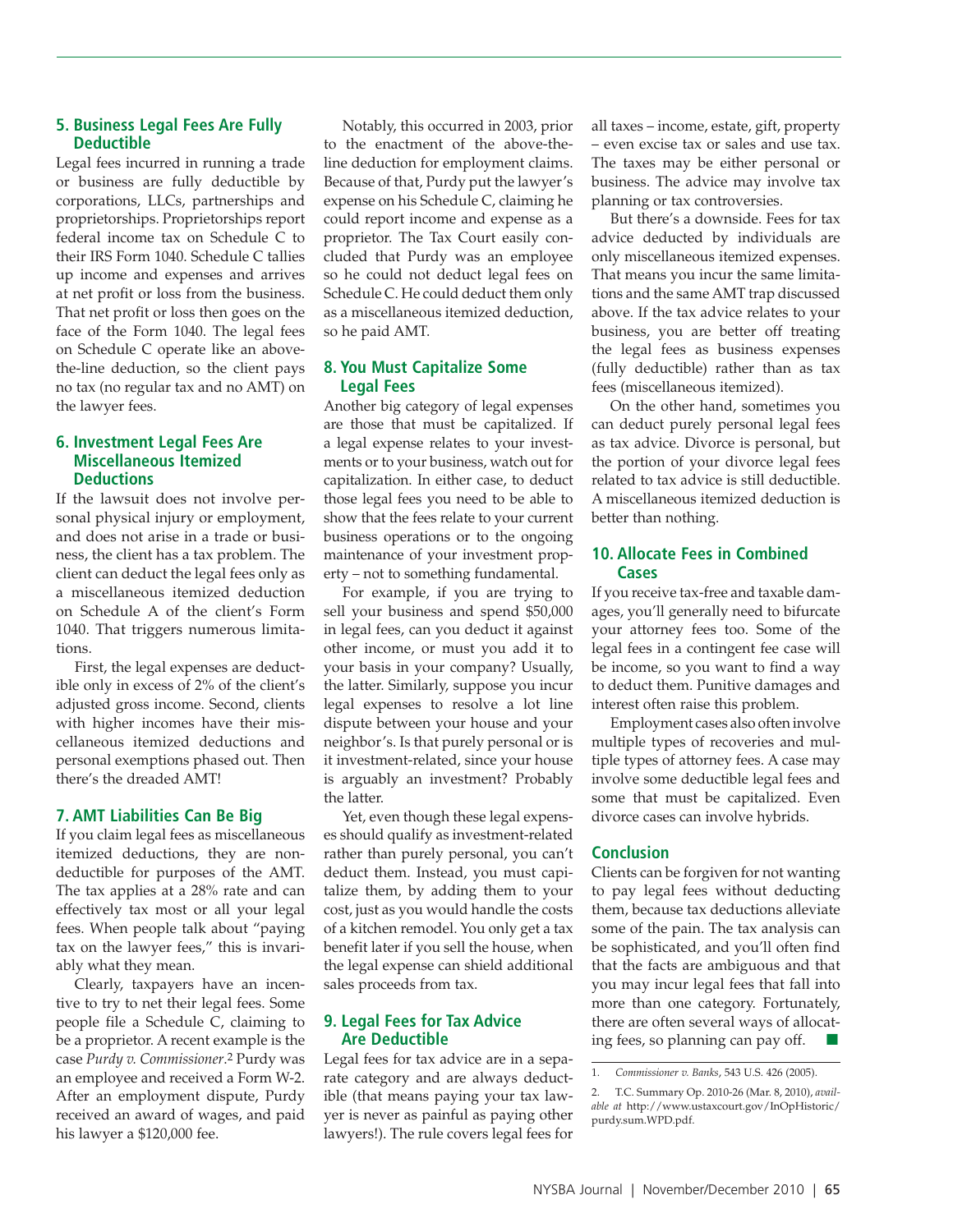## 5. Business Legal Fees Are Fully Deductible

Legal fees incurred in running a trade or business are fully deductible by corporations, LLCs, partnerships and proprietorships. Proprietorships report federal income tax on Schedule C to their IRS Form 1040. Schedule C tallies up income and expenses and arrives at net profit or loss from the business. That net profit or loss then goes on the face of the Form 1040. The legal fees on Schedule C operate like an above-the-line deduction, so the client pays no tax (no regular tax and no AMT) on the lawyer fees.

## 6. Investment Legal Fees Are Miscellaneous Itemized Deductions

If the lawsuit does not involve personal physical injury or employment, and does not arise in a trade or business, the client has a tax problem. The client can deduct the legal fees only as a miscellaneous itemized deduction on Schedule A of the client's Form 1040. That triggers numerous limitations.

First, the legal expenses are deductible only in excess of 2% of the client's adjusted gross income. Second, clients with higher incomes have their miscellaneous itemized deductions and personal exemptions phased out. Then there's the dreaded AMT!

## 7. AMT Liabilities Can Be Big

If you claim legal fees as miscellaneous itemized deductions, they are nondeductible for purposes of the AMT. The tax applies at a 28% rate and can effectively tax most or all your legal fees. When people talk about "paying tax on the lawyer fees," this is invariably what they mean.

Clearly, taxpayers have an incentive to try to net their legal fees. Some people file a Schedule C, claiming to be a proprietor. A recent example is the case *Purdy v. Commissioner*.[2] Purdy was an employee and received a Form W-2. After an employment dispute, Purdy received an award of wages, and paid his lawyer a $120,000 fee.

Notably, this occurred in 2003, prior to the enactment of the above-the-line deduction for employment claims. Because of that, Purdy put the lawyer's expense on his Schedule C, claiming he could report income and expense as a proprietor. The Tax Court easily concluded that Purdy was an employee so he could not deduct legal fees on Schedule C. He could deduct them only as a miscellaneous itemized deduction, so he paid AMT.

## 8. You Must Capitalize Some Legal Fees

Another big category of legal expenses are those that must be capitalized. If a legal expense relates to your investments or to your business, watch out for capitalization. In either case, to deduct those legal fees you need to be able to show that the fees relate to your current business operations or to the ongoing maintenance of your investment property – not to something fundamental.

For example, if you are trying to sell your business and spend $50,000 in legal fees, can you deduct it against other income, or must you add it to your basis in your company? Usually, the latter. Similarly, suppose you incur legal expenses to resolve a lot line dispute between your house and your neighbor's. Is that purely personal or is it investment-related, since your house is arguably an investment? Probably the latter.

Yet, even though these legal expenses should qualify as investment-related rather than purely personal, you can't deduct them. Instead, you must capitalize them, by adding them to your cost, just as you would handle the costs of a kitchen remodel. You only get a tax benefit later if you sell the house, when the legal expense can shield additional sales proceeds from tax.

## 9. Legal Fees for Tax Advice Are Deductible

Legal fees for tax advice are in a separate category and are always deductible (that means paying your tax lawyer is never as painful as paying other lawyers!). The rule covers legal fees for all taxes – income, estate, gift, property – even excise tax or sales and use tax. The taxes may be either personal or business. The advice may involve tax planning or tax controversies.

But there's a downside. Fees for tax advice deducted by individuals are only miscellaneous itemized expenses. That means you incur the same limitations and the same AMT trap discussed above. If the tax advice relates to your business, you are better off treating the legal fees as business expenses (fully deductible) rather than as tax fees (miscellaneous itemized).

On the other hand, sometimes you can deduct purely personal legal fees as tax advice. Divorce is personal, but the portion of your divorce legal fees related to tax advice is still deductible. A miscellaneous itemized deduction is better than nothing.

## 10. Allocate Fees in Combined Cases

If you receive tax-free and taxable damages, you'll generally need to bifurcate your attorney fees too. Some of the legal fees in a contingent fee case will be income, so you want to find a way to deduct them. Punitive damages and interest often raise this problem.

Employment cases also often involve multiple types of recoveries and multiple types of attorney fees. A case may involve some deductible legal fees and some that must be capitalized. Even divorce cases can involve hybrids.

## Conclusion

Clients can be forgiven for not wanting to pay legal fees without deducting them, because tax deductions alleviate some of the pain. The tax analysis can be sophisticated, and you'll often find that the facts are ambiguous and that you may incur legal fees that fall into more than one category. Fortunately, there are often several ways of allocating fees, so planning can pay off. ■

---

1. *Commissioner v. Banks*, 543 U.S. 426 (2005).

2. T.C. Summary Op. 2010-26 (Mar. 8, 2010), *available at* http://www.ustaxcourt.gov/InOpHistoric/purdy.sum.WPD.pdf.